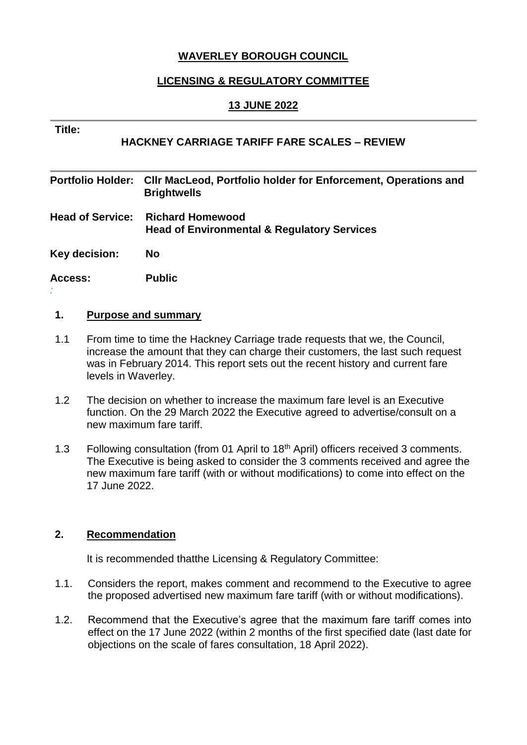**WAVERLEY BOROUGH COUNCIL**

**LICENSING & REGULATORY COMMITTEE**

**13 JUNE 2022**

**Title:**

**HACKNEY CARRIAGE TARIFF FARE SCALES – REVIEW**

**Portfolio Holder:** **Cllr MacLeod, Portfolio holder for Enforcement, Operations and Brightwells**

**Head of Service:** **Richard Homewood**
**Head of Environmental & Regulatory Services**

**Key decision:** **No**

**Access:** **Public**

## 1. Purpose and summary

1.1 From time to time the Hackney Carriage trade requests that we, the Council, increase the amount that they can charge their customers, the last such request was in February 2014. This report sets out the recent history and current fare levels in Waverley.

1.2 The decision on whether to increase the maximum fare level is an Executive function. On the 29 March 2022 the Executive agreed to advertise/consult on a new maximum fare tariff.

1.3 Following consultation (from 01 April to 18th April) officers received 3 comments. The Executive is being asked to consider the 3 comments received and agree the new maximum fare tariff (with or without modifications) to come into effect on the 17 June 2022.

## 2. Recommendation

It is recommended thatthe Licensing & Regulatory Committee:

1.1. Considers the report, makes comment and recommend to the Executive to agree the proposed advertised new maximum fare tariff (with or without modifications).

1.2. Recommend that the Executive's agree that the maximum fare tariff comes into effect on the 17 June 2022 (within 2 months of the first specified date (last date for objections on the scale of fares consultation, 18 April 2022).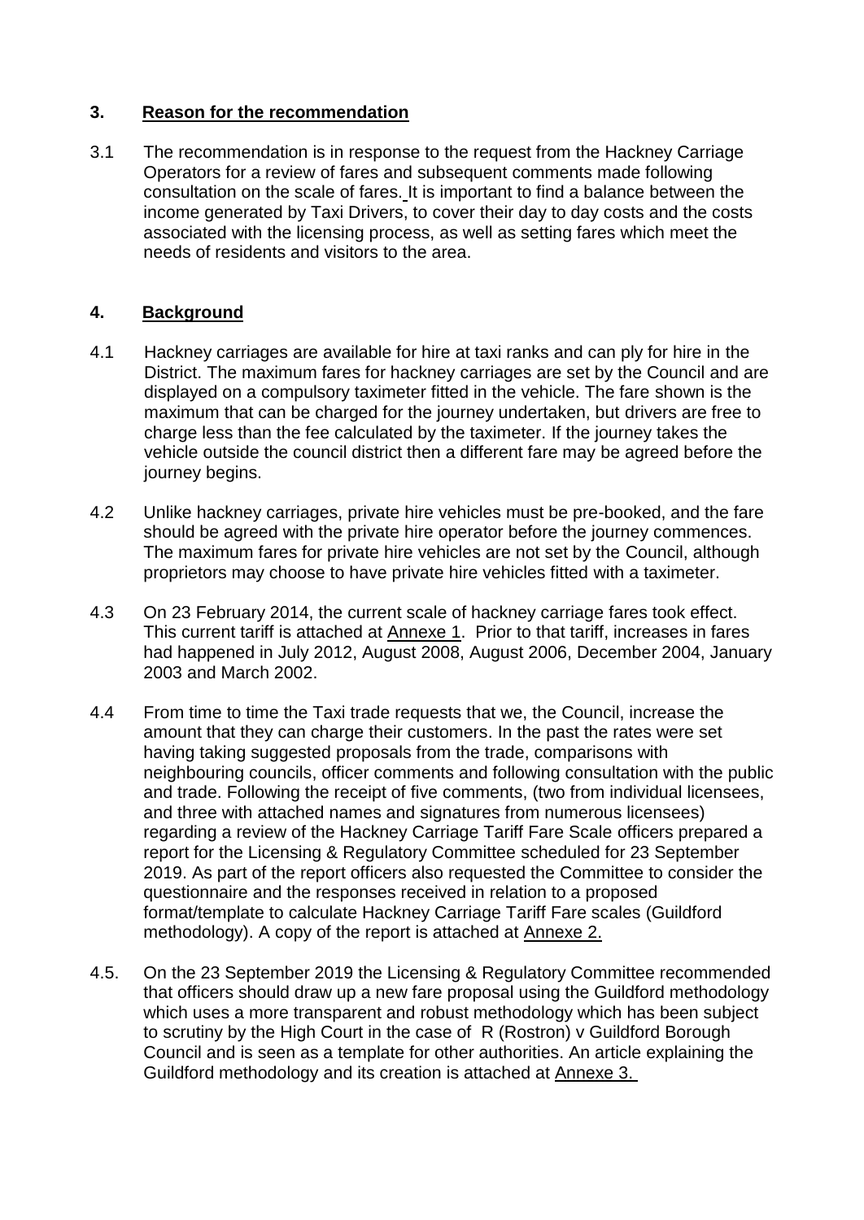## 3. Reason for the recommendation

3.1 The recommendation is in response to the request from the Hackney Carriage Operators for a review of fares and subsequent comments made following consultation on the scale of fares. It is important to find a balance between the income generated by Taxi Drivers, to cover their day to day costs and the costs associated with the licensing process, as well as setting fares which meet the needs of residents and visitors to the area.

## 4. Background

4.1 Hackney carriages are available for hire at taxi ranks and can ply for hire in the District. The maximum fares for hackney carriages are set by the Council and are displayed on a compulsory taximeter fitted in the vehicle. The fare shown is the maximum that can be charged for the journey undertaken, but drivers are free to charge less than the fee calculated by the taximeter. If the journey takes the vehicle outside the council district then a different fare may be agreed before the journey begins.

4.2 Unlike hackney carriages, private hire vehicles must be pre-booked, and the fare should be agreed with the private hire operator before the journey commences. The maximum fares for private hire vehicles are not set by the Council, although proprietors may choose to have private hire vehicles fitted with a taximeter.

4.3 On 23 February 2014, the current scale of hackney carriage fares took effect. This current tariff is attached at Annexe 1. Prior to that tariff, increases in fares had happened in July 2012, August 2008, August 2006, December 2004, January 2003 and March 2002.

4.4 From time to time the Taxi trade requests that we, the Council, increase the amount that they can charge their customers. In the past the rates were set having taking suggested proposals from the trade, comparisons with neighbouring councils, officer comments and following consultation with the public and trade. Following the receipt of five comments, (two from individual licensees, and three with attached names and signatures from numerous licensees) regarding a review of the Hackney Carriage Tariff Fare Scale officers prepared a report for the Licensing & Regulatory Committee scheduled for 23 September 2019. As part of the report officers also requested the Committee to consider the questionnaire and the responses received in relation to a proposed format/template to calculate Hackney Carriage Tariff Fare scales (Guildford methodology). A copy of the report is attached at Annexe 2.

4.5. On the 23 September 2019 the Licensing & Regulatory Committee recommended that officers should draw up a new fare proposal using the Guildford methodology which uses a more transparent and robust methodology which has been subject to scrutiny by the High Court in the case of R (Rostron) v Guildford Borough Council and is seen as a template for other authorities. An article explaining the Guildford methodology and its creation is attached at Annexe 3.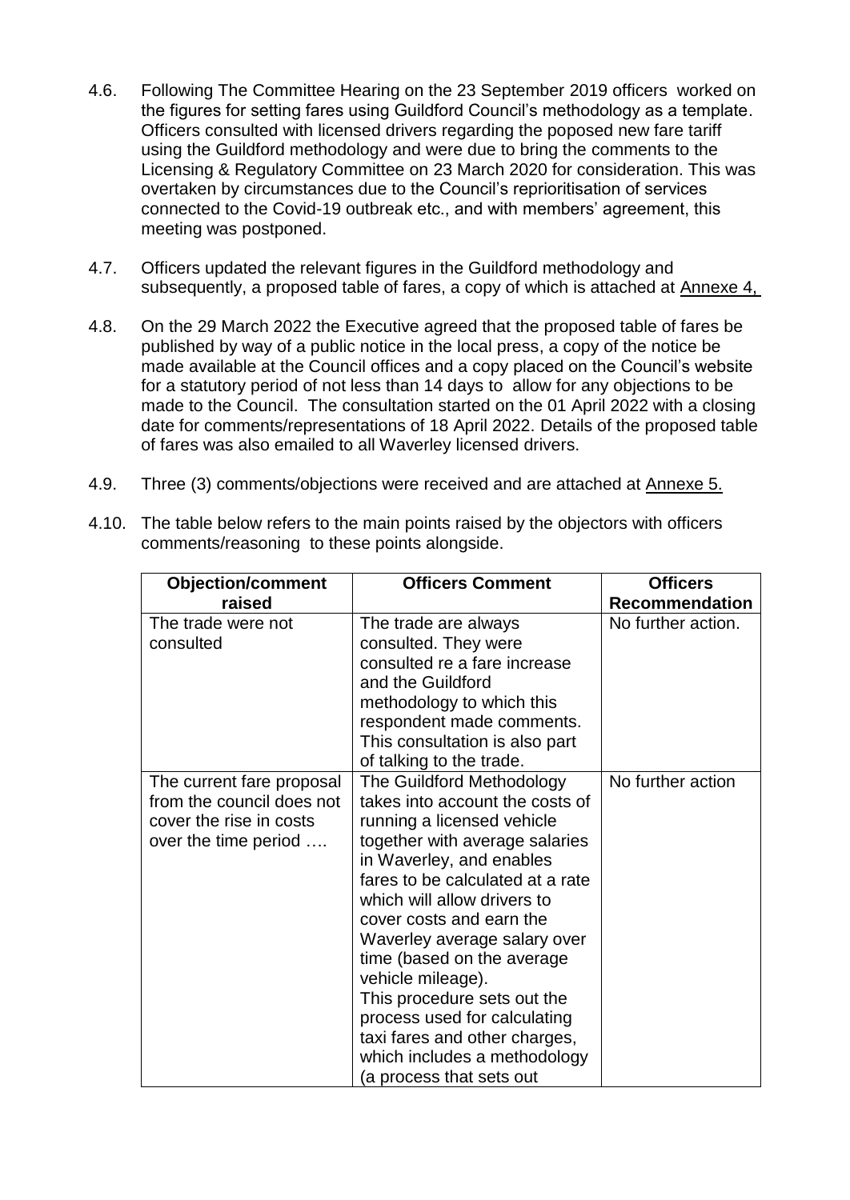4.6. Following The Committee Hearing on the 23 September 2019 officers worked on the figures for setting fares using Guildford Council's methodology as a template. Officers consulted with licensed drivers regarding the poposed new fare tariff using the Guildford methodology and were due to bring the comments to the Licensing & Regulatory Committee on 23 March 2020 for consideration. This was overtaken by circumstances due to the Council's reprioritisation of services connected to the Covid-19 outbreak etc., and with members' agreement, this meeting was postponed.

4.7. Officers updated the relevant figures in the Guildford methodology and subsequently, a proposed table of fares, a copy of which is attached at Annexe 4,

4.8. On the 29 March 2022 the Executive agreed that the proposed table of fares be published by way of a public notice in the local press, a copy of the notice be made available at the Council offices and a copy placed on the Council's website for a statutory period of not less than 14 days to allow for any objections to be made to the Council. The consultation started on the 01 April 2022 with a closing date for comments/representations of 18 April 2022. Details of the proposed table of fares was also emailed to all Waverley licensed drivers.

4.9. Three (3) comments/objections were received and are attached at Annexe 5.

4.10. The table below refers to the main points raised by the objectors with officers comments/reasoning to these points alongside.

| Objection/comment raised | Officers Comment | Officers Recommendation |
|---|---|---|
| The trade were not consulted | The trade are always consulted. They were consulted re a fare increase and the Guildford methodology to which this respondent made comments. This consultation is also part of talking to the trade. | No further action. |
| The current fare proposal from the council does not cover the rise in costs over the time period …. | The Guildford Methodology takes into account the costs of running a licensed vehicle together with average salaries in Waverley, and enables fares to be calculated at a rate which will allow drivers to cover costs and earn the Waverley average salary over time (based on the average vehicle mileage).<br>This procedure sets out the process used for calculating taxi fares and other charges, which includes a methodology (a process that sets out | No further action |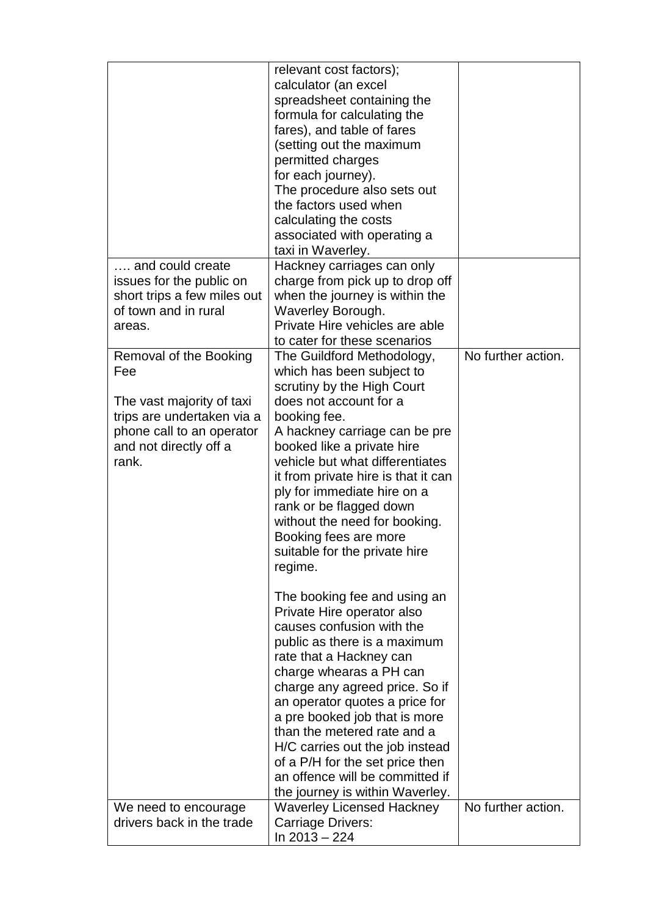| | | |
|---|---|---|
| | relevant cost factors); calculator (an excel spreadsheet containing the formula for calculating the fares), and table of fares (setting out the maximum permitted charges for each journey).<br>The procedure also sets out the factors used when calculating the costs associated with operating a taxi in Waverley. | |
| …. and could create issues for the public on short trips a few miles out of town and in rural areas. | Hackney carriages can only charge from pick up to drop off when the journey is within the Waverley Borough.<br>Private Hire vehicles are able to cater for these scenarios | |
| Removal of the Booking Fee<br><br>The vast majority of taxi trips are undertaken via a phone call to an operator and not directly off a rank. | The Guildford Methodology, which has been subject to scrutiny by the High Court does not account for a booking fee.<br>A hackney carriage can be pre booked like a private hire vehicle but what differentiates it from private hire is that it can ply for immediate hire on a rank or be flagged down without the need for booking. Booking fees are more suitable for the private hire regime.<br><br>The booking fee and using an Private Hire operator also causes confusion with the public as there is a maximum rate that a Hackney can charge whearas a PH can charge any agreed price. So if an operator quotes a price for a pre booked job that is more than the metered rate and a H/C carries out the job instead of a P/H for the set price then an offence will be committed if the journey is within Waverley. | No further action. |
| We need to encourage drivers back in the trade | Waverley Licensed Hackney Carriage Drivers:<br>In 2013 – 224 | No further action. |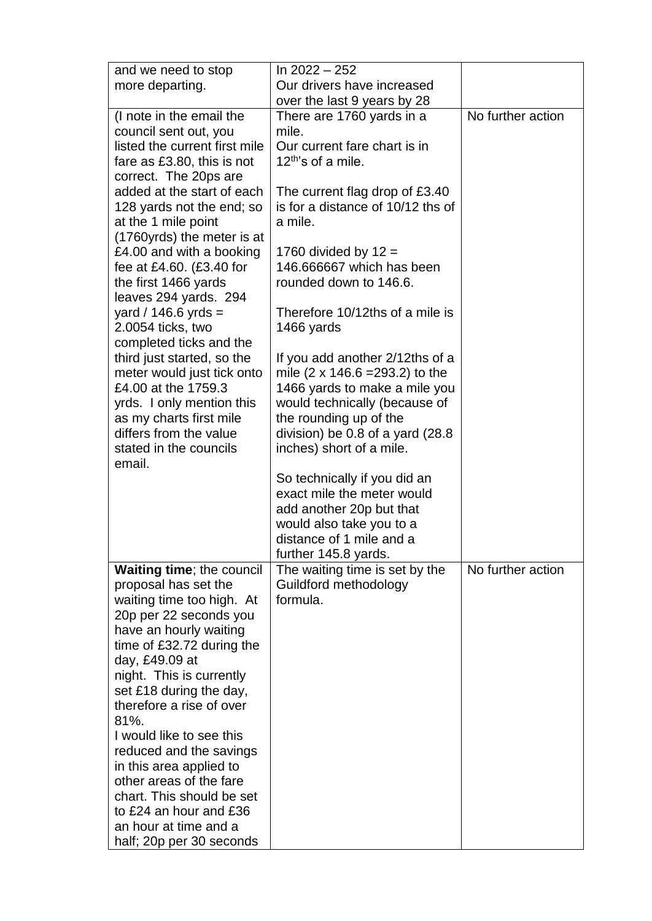| | | |
|---|---|---|
| and we need to stop more departing. | In 2022 – 252<br>Our drivers have increased over the last 9 years by 28 | |
| (I note in the email the council sent out, you listed the current first mile fare as £3.80, this is not correct. The 20ps are added at the start of each 128 yards not the end; so at the 1 mile point (1760yrds) the meter is at £4.00 and with a booking fee at £4.60. (£3.40 for the first 1466 yards leaves 294 yards. 294 yard / 146.6 yrds = 2.0054 ticks, two completed ticks and the third just started, so the meter would just tick onto £4.00 at the 1759.3 yrds. I only mention this as my charts first mile differs from the value stated in the councils email. | There are 1760 yards in a mile.<br>Our current fare chart is in 12th's of a mile.<br><br>The current flag drop of £3.40 is for a distance of 10/12 ths of a mile.<br><br>1760 divided by 12 = 146.666667 which has been rounded down to 146.6.<br><br>Therefore 10/12ths of a mile is 1466 yards<br><br>If you add another 2/12ths of a mile (2 x 146.6 =293.2) to the 1466 yards to make a mile you would technically (because of the rounding up of the division) be 0.8 of a yard (28.8 inches) short of a mile.<br><br>So technically if you did an exact mile the meter would add another 20p but that would also take you to a distance of 1 mile and a further 145.8 yards. | No further action |
| **Waiting time**; the council proposal has set the waiting time too high. At 20p per 22 seconds you have an hourly waiting time of £32.72 during the day, £49.09 at night. This is currently set £18 during the day, therefore a rise of over 81%.<br>I would like to see this reduced and the savings in this area applied to other areas of the fare chart. This should be set to £24 an hour and £36 an hour at time and a half; 20p per 30 seconds | The waiting time is set by the Guildford methodology formula. | No further action |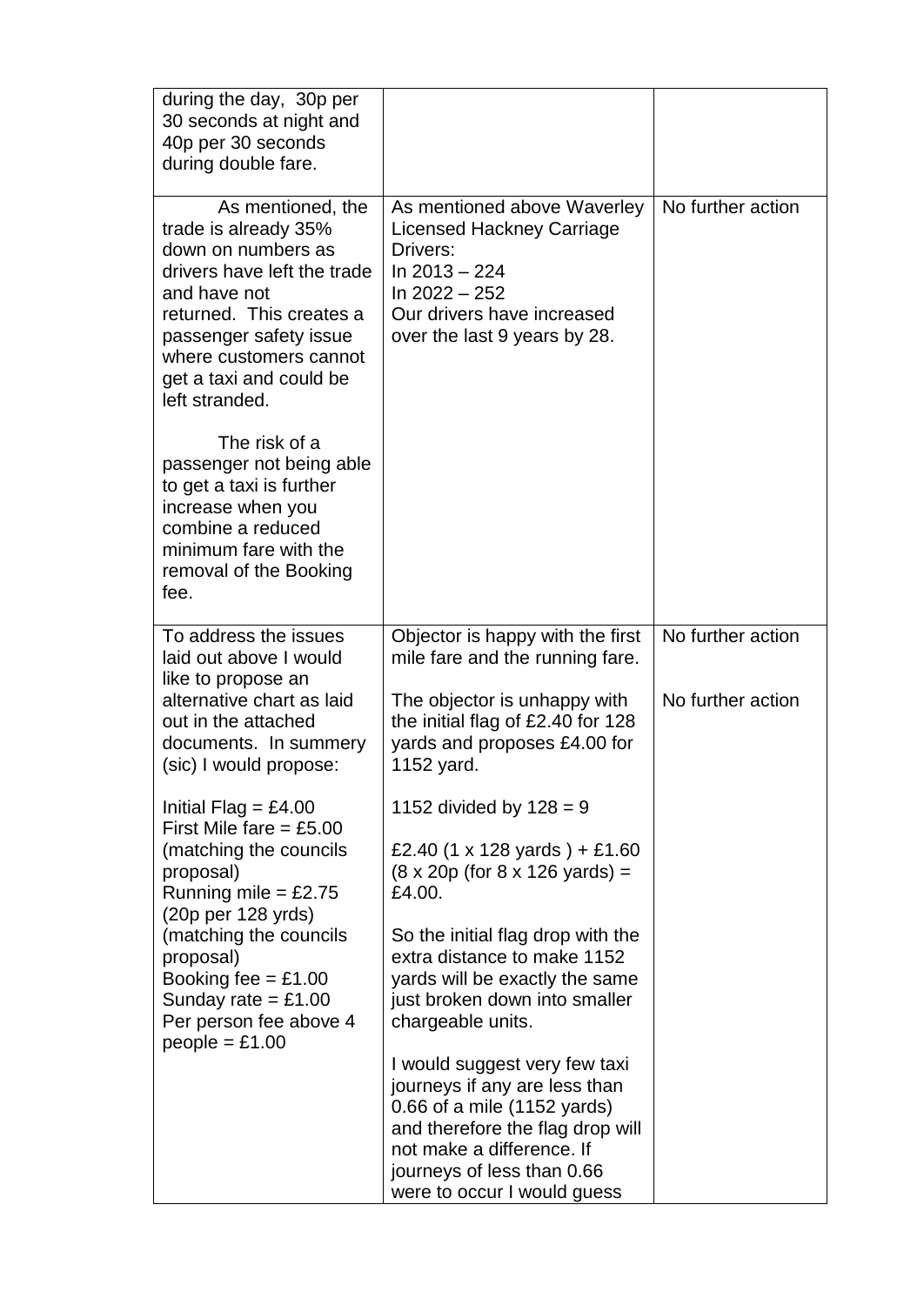| | | |
|---|---|---|
| during the day, 30p per 30 seconds at night and 40p per 30 seconds during double fare. | | |
| As mentioned, the trade is already 35% down on numbers as drivers have left the trade and have not returned. This creates a passenger safety issue where customers cannot get a taxi and could be left stranded.<br><br>The risk of a passenger not being able to get a taxi is further increase when you combine a reduced minimum fare with the removal of the Booking fee. | As mentioned above Waverley Licensed Hackney Carriage Drivers:<br>In 2013 – 224<br>In 2022 – 252<br>Our drivers have increased over the last 9 years by 28. | No further action |
| To address the issues laid out above I would like to propose an alternative chart as laid out in the attached documents. In summery (sic) I would propose:<br><br>Initial Flag = £4.00<br>First Mile fare = £5.00 (matching the councils proposal)<br>Running mile = £2.75 (20p per 128 yrds) (matching the councils proposal)<br>Booking fee = £1.00<br>Sunday rate = £1.00<br>Per person fee above 4 people = £1.00 | Objector is happy with the first mile fare and the running fare.<br><br>The objector is unhappy with the initial flag of £2.40 for 128 yards and proposes £4.00 for 1152 yard.<br><br>1152 divided by 128 = 9<br><br>£2.40 (1 x 128 yards ) + £1.60 (8 x 20p (for 8 x 126 yards) = £4.00.<br><br>So the initial flag drop with the extra distance to make 1152 yards will be exactly the same just broken down into smaller chargeable units.<br><br>I would suggest very few taxi journeys if any are less than 0.66 of a mile (1152 yards) and therefore the flag drop will not make a difference. If journeys of less than 0.66 were to occur I would guess | No further action<br><br>No further action |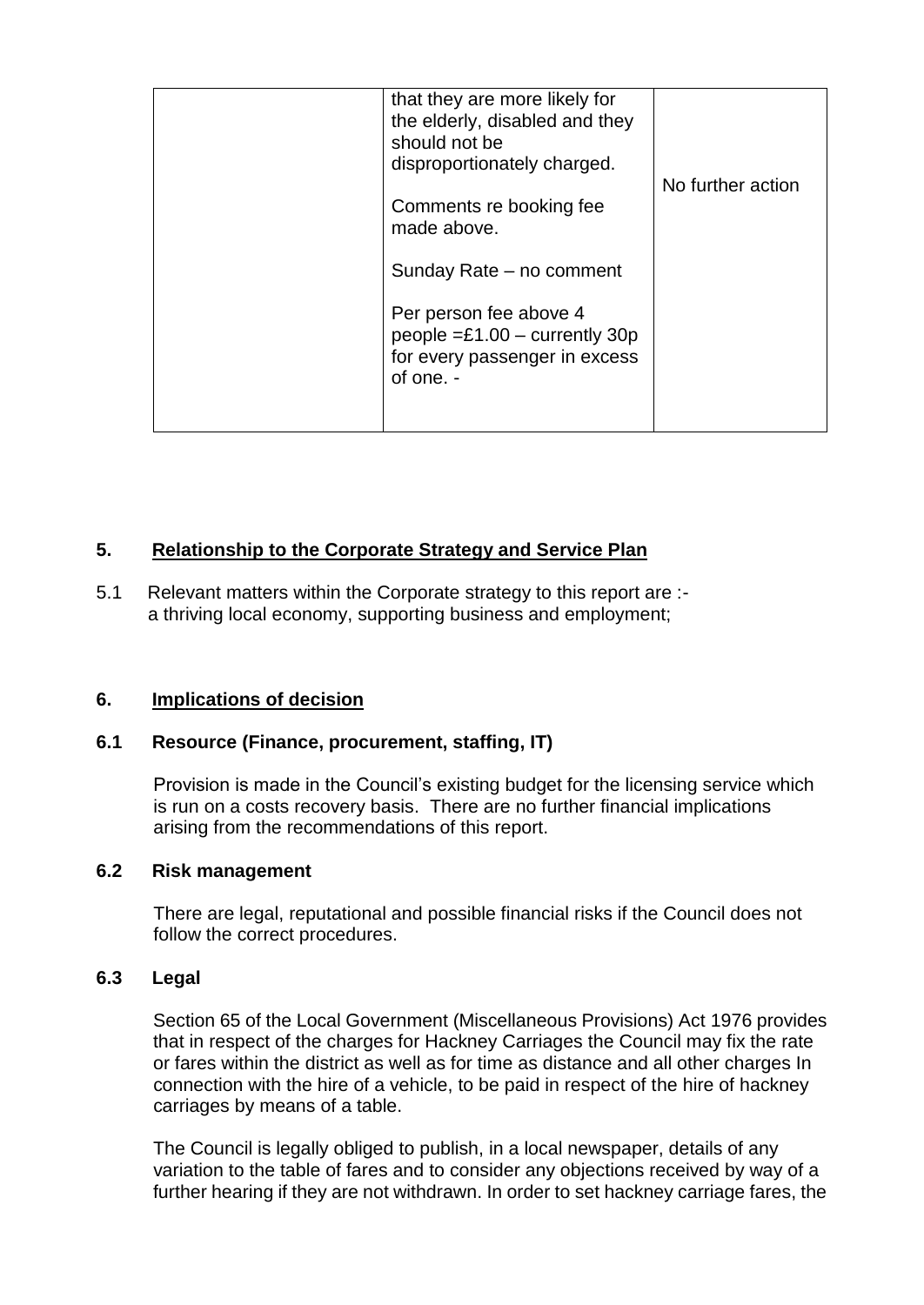| | | |
|---|---|---|
| | that they are more likely for the elderly, disabled and they should not be disproportionately charged.<br><br>Comments re booking fee made above.<br><br>Sunday Rate – no comment<br><br>Per person fee above 4 people =£1.00 – currently 30p for every passenger in excess of one. - | No further action |

## 5. Relationship to the Corporate Strategy and Service Plan

5.1 Relevant matters within the Corporate strategy to this report are :-
a thriving local economy, supporting business and employment;

## 6. Implications of decision

### 6.1 Resource (Finance, procurement, staffing, IT)

Provision is made in the Council's existing budget for the licensing service which is run on a costs recovery basis. There are no further financial implications arising from the recommendations of this report.

### 6.2 Risk management

There are legal, reputational and possible financial risks if the Council does not follow the correct procedures.

### 6.3 Legal

Section 65 of the Local Government (Miscellaneous Provisions) Act 1976 provides that in respect of the charges for Hackney Carriages the Council may fix the rate or fares within the district as well as for time as distance and all other charges In connection with the hire of a vehicle, to be paid in respect of the hire of hackney carriages by means of a table.

The Council is legally obliged to publish, in a local newspaper, details of any variation to the table of fares and to consider any objections received by way of a further hearing if they are not withdrawn. In order to set hackney carriage fares, the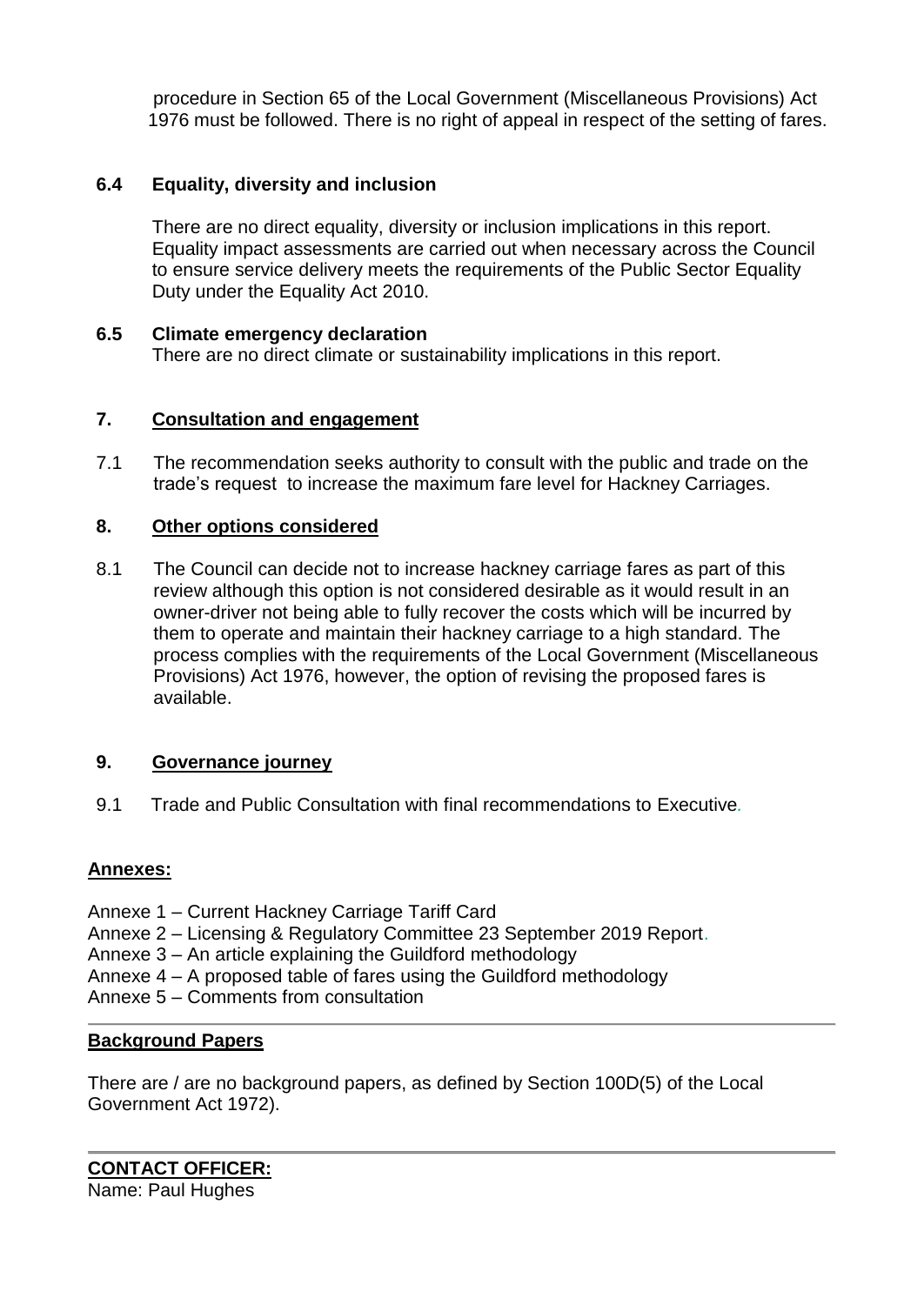procedure in Section 65 of the Local Government (Miscellaneous Provisions) Act 1976 must be followed. There is no right of appeal in respect of the setting of fares.

### 6.4 Equality, diversity and inclusion

There are no direct equality, diversity or inclusion implications in this report. Equality impact assessments are carried out when necessary across the Council to ensure service delivery meets the requirements of the Public Sector Equality Duty under the Equality Act 2010.

### 6.5 Climate emergency declaration

There are no direct climate or sustainability implications in this report.

## 7. Consultation and engagement

7.1 The recommendation seeks authority to consult with the public and trade on the trade's request to increase the maximum fare level for Hackney Carriages.

## 8. Other options considered

8.1 The Council can decide not to increase hackney carriage fares as part of this review although this option is not considered desirable as it would result in an owner-driver not being able to fully recover the costs which will be incurred by them to operate and maintain their hackney carriage to a high standard. The process complies with the requirements of the Local Government (Miscellaneous Provisions) Act 1976, however, the option of revising the proposed fares is available.

## 9. Governance journey

9.1 Trade and Public Consultation with final recommendations to Executive.

**Annexes:**

Annexe 1 – Current Hackney Carriage Tariff Card
Annexe 2 – Licensing & Regulatory Committee 23 September 2019 Report.
Annexe 3 – An article explaining the Guildford methodology
Annexe 4 – A proposed table of fares using the Guildford methodology
Annexe 5 – Comments from consultation

**Background Papers**

There are / are no background papers, as defined by Section 100D(5) of the Local Government Act 1972).

**CONTACT OFFICER:**
Name: Paul Hughes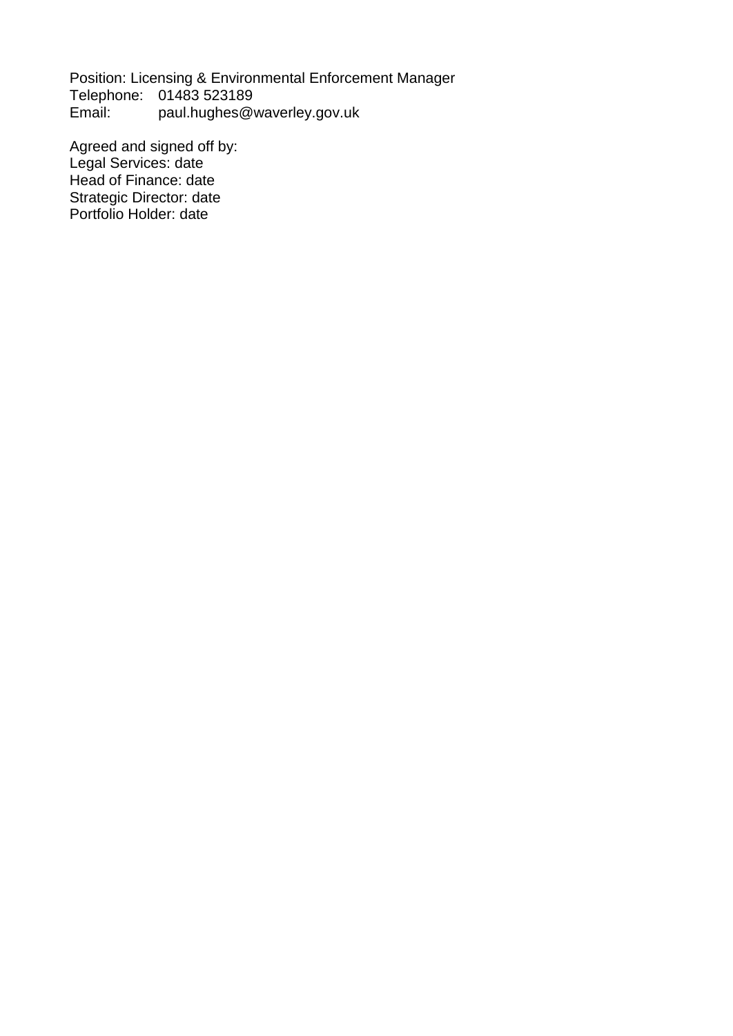Position: Licensing & Environmental Enforcement Manager
Telephone: 01483 523189
Email: paul.hughes@waverley.gov.uk

Agreed and signed off by:
Legal Services: date
Head of Finance: date
Strategic Director: date
Portfolio Holder: date